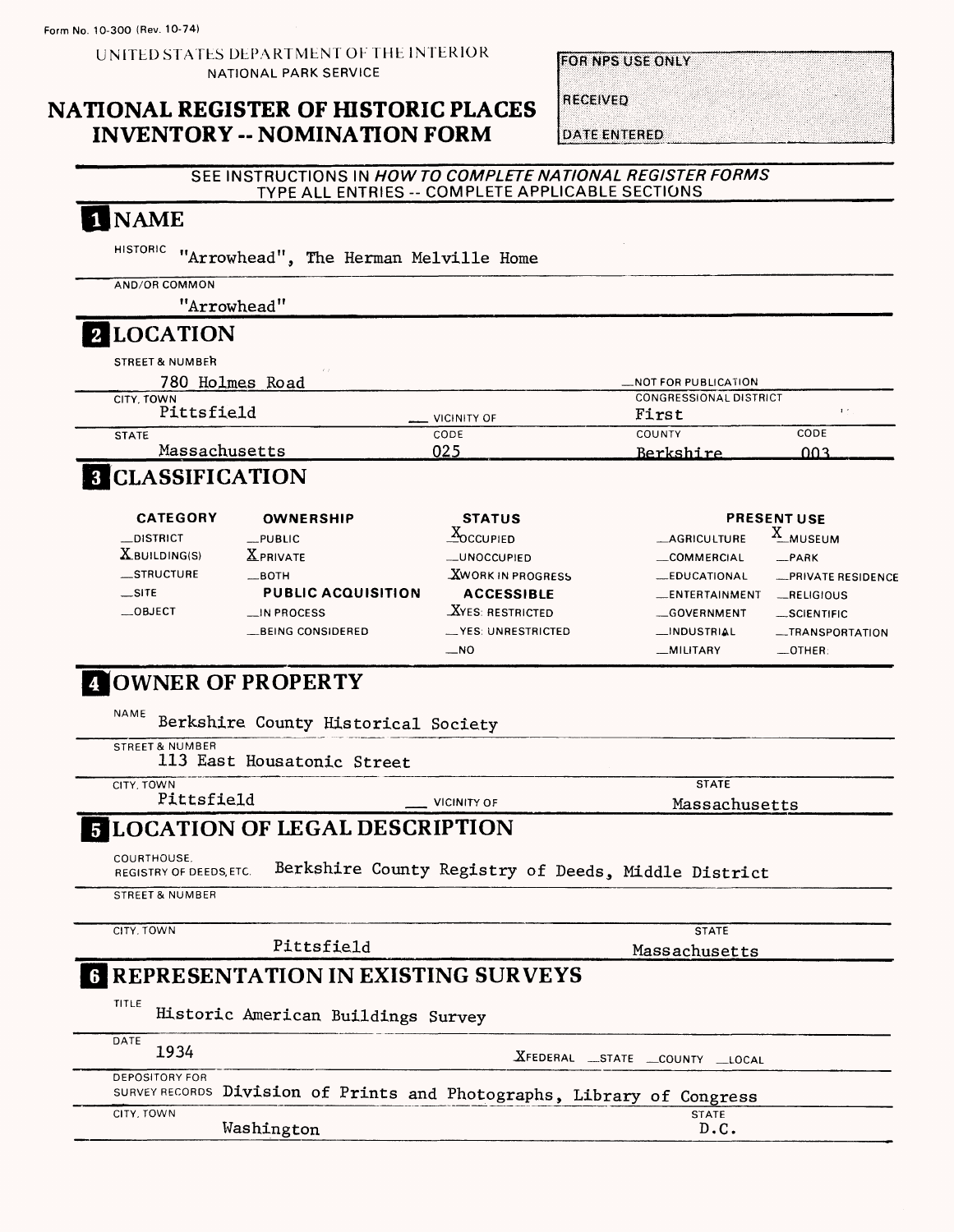Form No. 10-300 (Rev. 10-74)

UNITED STATES DEPARTMENT OF THE INTERIOR
NATIONAL PARK SERVICE

# NATIONAL REGISTER OF HISTORIC PLACES INVENTORY -- NOMINATION FORM

FOR NPS USE ONLY

RECEIVED

DATE ENTERED

SEE INSTRUCTIONS IN *HOW TO COMPLETE NATIONAL REGISTER FORMS*
TYPE ALL ENTRIES -- COMPLETE APPLICABLE SECTIONS

## 1 NAME

HISTORIC "Arrowhead", The Herman Melville Home

AND/OR COMMON "Arrowhead"

## 2 LOCATION

STREET & NUMBER 780 Holmes Road

__NOT FOR PUBLICATION

CITY, TOWN Pittsfield __ VICINITY OF

CONGRESSIONAL DISTRICT First

STATE Massachusetts CODE 025

COUNTY Berkshire CODE 003

## 3 CLASSIFICATION

| CATEGORY | OWNERSHIP | STATUS | PRESENT USE | |
|---|---|---|---|---|
| __DISTRICT | __PUBLIC | X OCCUPIED | __AGRICULTURE | X MUSEUM |
| X BUILDING(S) | X PRIVATE | __UNOCCUPIED | __COMMERCIAL | __PARK |
| __STRUCTURE | __BOTH | X WORK IN PROGRESS | __EDUCATIONAL | __PRIVATE RESIDENCE |
| __SITE | PUBLIC ACQUISITION | ACCESSIBLE | __ENTERTAINMENT | __RELIGIOUS |
| __OBJECT | __IN PROCESS | X YES: RESTRICTED | __GOVERNMENT | __SCIENTIFIC |
| | __BEING CONSIDERED | __YES: UNRESTRICTED | __INDUSTRIAL | __TRANSPORTATION |
| | | __NO | __MILITARY | __OTHER: |

## 4 OWNER OF PROPERTY

NAME Berkshire County Historical Society

STREET & NUMBER 113 East Housatonic Street

CITY, TOWN Pittsfield __ VICINITY OF

STATE Massachusetts

## 5 LOCATION OF LEGAL DESCRIPTION

COURTHOUSE, REGISTRY OF DEEDS, ETC. Berkshire County Registry of Deeds, Middle District

STREET & NUMBER

CITY, TOWN Pittsfield

STATE Massachusetts

## 6 REPRESENTATION IN EXISTING SURVEYS

TITLE Historic American Buildings Survey

DATE 1934 X FEDERAL __STATE __COUNTY __LOCAL

DEPOSITORY FOR SURVEY RECORDS Division of Prints and Photographs, Library of Congress

CITY, TOWN Washington

STATE D.C.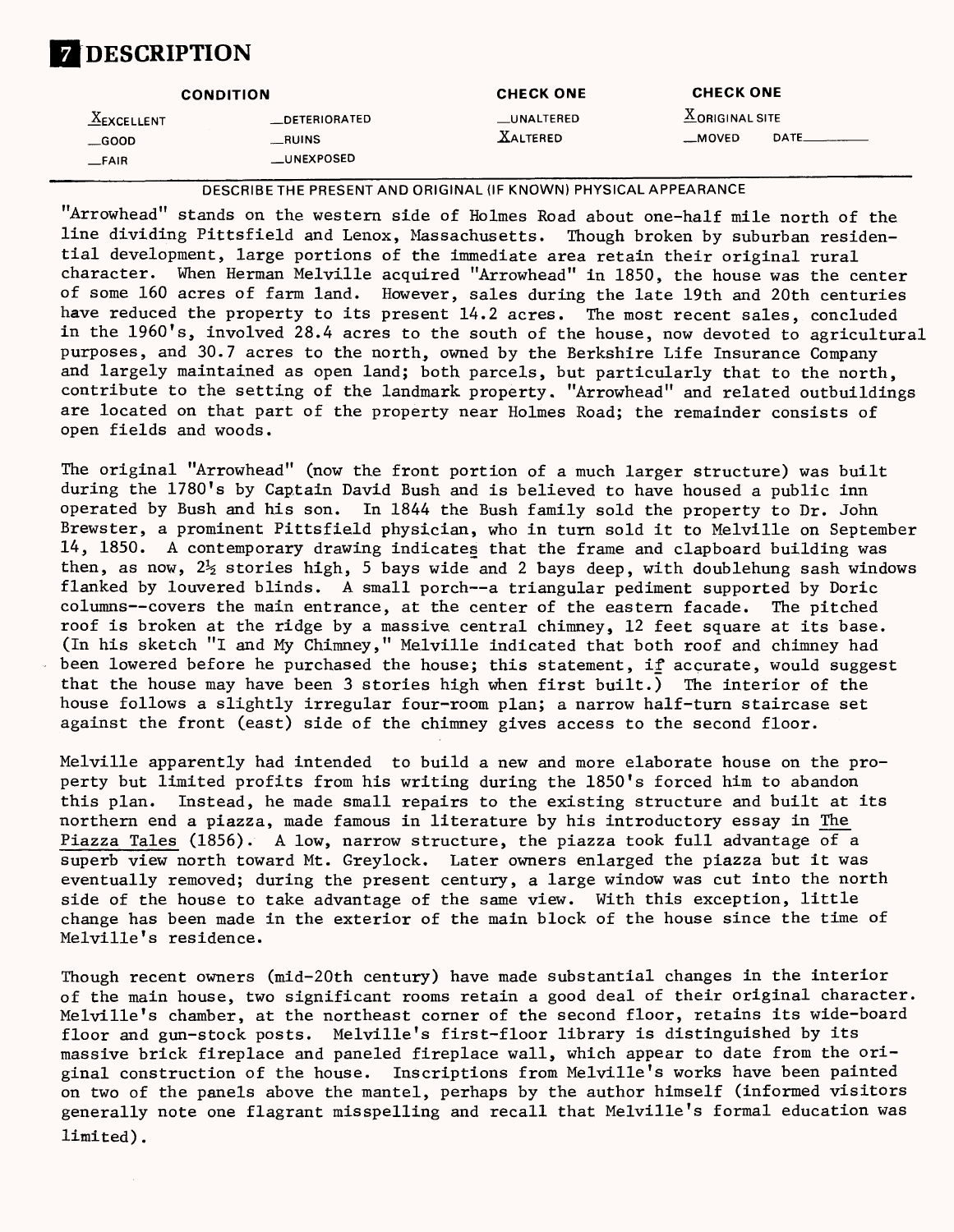# 7 DESCRIPTION

| CONDITION | | CHECK ONE | CHECK ONE |
|---|---|---|---|
| X EXCELLENT | __DETERIORATED | __UNALTERED | X ORIGINAL SITE |
| __GOOD | __RUINS | X ALTERED | __MOVED DATE______ |
| __FAIR | __UNEXPOSED | | |

DESCRIBE THE PRESENT AND ORIGINAL (IF KNOWN) PHYSICAL APPEARANCE

"Arrowhead" stands on the western side of Holmes Road about one-half mile north of the line dividing Pittsfield and Lenox, Massachusetts. Though broken by suburban residential development, large portions of the immediate area retain their original rural character. When Herman Melville acquired "Arrowhead" in 1850, the house was the center of some 160 acres of farm land. However, sales during the late 19th and 20th centuries have reduced the property to its present 14.2 acres. The most recent sales, concluded in the 1960's, involved 28.4 acres to the south of the house, now devoted to agricultural purposes, and 30.7 acres to the north, owned by the Berkshire Life Insurance Company and largely maintained as open land; both parcels, but particularly that to the north, contribute to the setting of the landmark property. "Arrowhead" and related outbuildings are located on that part of the property near Holmes Road; the remainder consists of open fields and woods.

The original "Arrowhead" (now the front portion of a much larger structure) was built during the 1780's by Captain David Bush and is believed to have housed a public inn operated by Bush and his son. In 1844 the Bush family sold the property to Dr. John Brewster, a prominent Pittsfield physician, who in turn sold it to Melville on September 14, 1850. A contemporary drawing indicates that the frame and clapboard building was then, as now, 2½ stories high, 5 bays wide and 2 bays deep, with doublehung sash windows flanked by louvered blinds. A small porch--a triangular pediment supported by Doric columns--covers the main entrance, at the center of the eastern facade. The pitched roof is broken at the ridge by a massive central chimney, 12 feet square at its base. (In his sketch "I and My Chimney," Melville indicated that both roof and chimney had been lowered before he purchased the house; this statement, if accurate, would suggest that the house may have been 3 stories high when first built.) The interior of the house follows a slightly irregular four-room plan; a narrow half-turn staircase set against the front (east) side of the chimney gives access to the second floor.

Melville apparently had intended to build a new and more elaborate house on the property but limited profits from his writing during the 1850's forced him to abandon this plan. Instead, he made small repairs to the existing structure and built at its northern end a piazza, made famous in literature by his introductory essay in The Piazza Tales (1856). A low, narrow structure, the piazza took full advantage of a superb view north toward Mt. Greylock. Later owners enlarged the piazza but it was eventually removed; during the present century, a large window was cut into the north side of the house to take advantage of the same view. With this exception, little change has been made in the exterior of the main block of the house since the time of Melville's residence.

Though recent owners (mid-20th century) have made substantial changes in the interior of the main house, two significant rooms retain a good deal of their original character. Melville's chamber, at the northeast corner of the second floor, retains its wide-board floor and gun-stock posts. Melville's first-floor library is distinguished by its massive brick fireplace and paneled fireplace wall, which appear to date from the original construction of the house. Inscriptions from Melville's works have been painted on two of the panels above the mantel, perhaps by the author himself (informed visitors generally note one flagrant misspelling and recall that Melville's formal education was limited).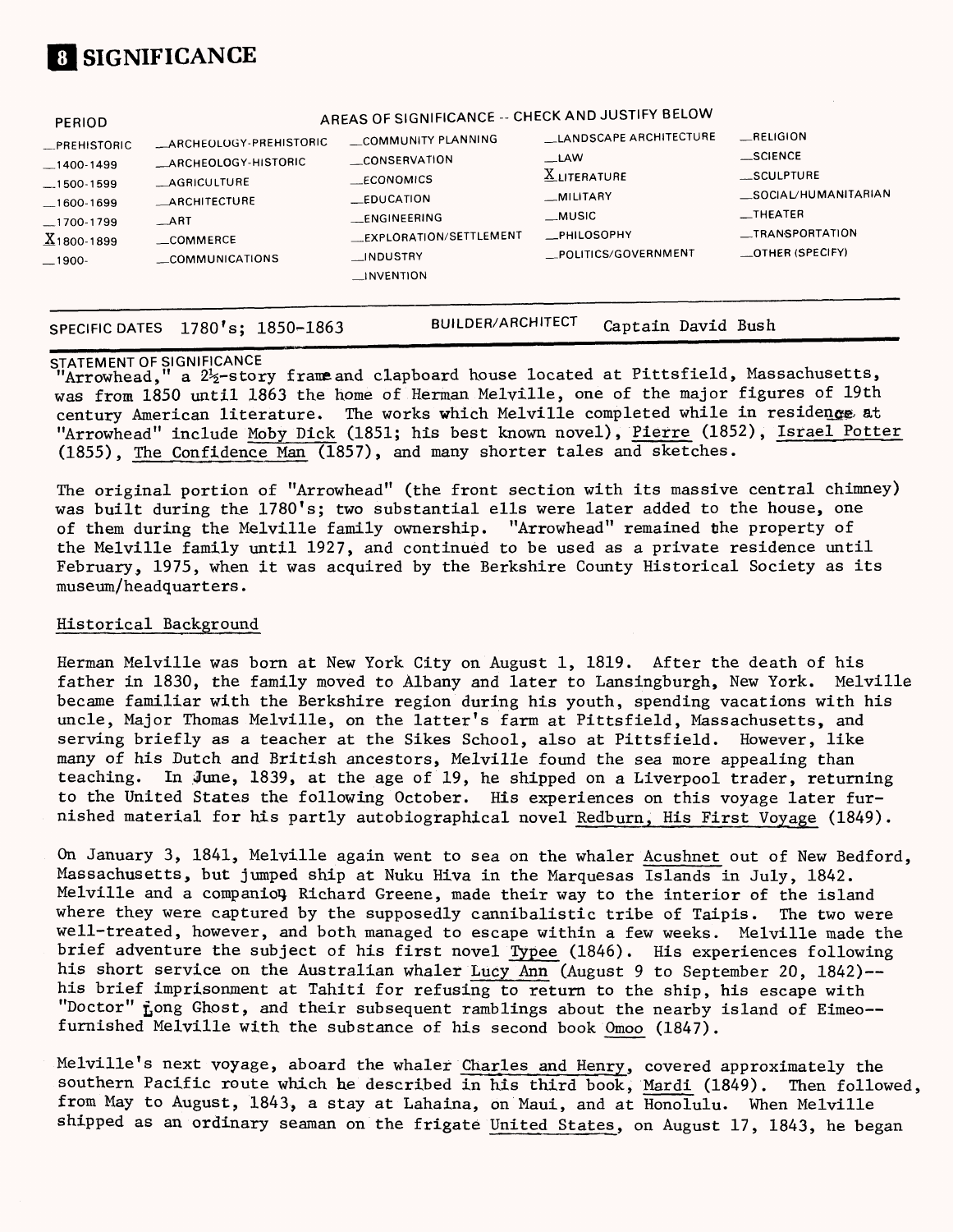# 8 SIGNIFICANCE

| PERIOD | AREAS OF SIGNIFICANCE -- CHECK AND JUSTIFY BELOW | | | |
|---|---|---|---|---|
| _PREHISTORIC | _ARCHEOLOGY-PREHISTORIC | _COMMUNITY PLANNING | _LANDSCAPE ARCHITECTURE | _RELIGION |
| _1400-1499 | _ARCHEOLOGY-HISTORIC | _CONSERVATION | _LAW | _SCIENCE |
| _1500-1599 | _AGRICULTURE | _ECONOMICS | X LITERATURE | _SCULPTURE |
| _1600-1699 | _ARCHITECTURE | _EDUCATION | _MILITARY | _SOCIAL/HUMANITARIAN |
| _1700-1799 | _ART | _ENGINEERING | _MUSIC | _THEATER |
| X 1800-1899 | _COMMERCE | _EXPLORATION/SETTLEMENT | _PHILOSOPHY | _TRANSPORTATION |
| _1900- | _COMMUNICATIONS | _INDUSTRY | _POLITICS/GOVERNMENT | _OTHER (SPECIFY) |
| | | _INVENTION | | |

SPECIFIC DATES 1780's; 1850-1863 BUILDER/ARCHITECT Captain David Bush

STATEMENT OF SIGNIFICANCE

"Arrowhead," a 2½-story frame and clapboard house located at Pittsfield, Massachusetts, was from 1850 until 1863 the home of Herman Melville, one of the major figures of 19th century American literature. The works which Melville completed while in residence at "Arrowhead" include Moby Dick (1851; his best known novel), Pierre (1852), Israel Potter (1855), The Confidence Man (1857), and many shorter tales and sketches.

The original portion of "Arrowhead" (the front section with its massive central chimney) was built during the 1780's; two substantial ells were later added to the house, one of them during the Melville family ownership. "Arrowhead" remained the property of the Melville family until 1927, and continued to be used as a private residence until February, 1975, when it was acquired by the Berkshire County Historical Society as its museum/headquarters.

## Historical Background

Herman Melville was born at New York City on August 1, 1819. After the death of his father in 1830, the family moved to Albany and later to Lansingburgh, New York. Melville became familiar with the Berkshire region during his youth, spending vacations with his uncle, Major Thomas Melville, on the latter's farm at Pittsfield, Massachusetts, and serving briefly as a teacher at the Sikes School, also at Pittsfield. However, like many of his Dutch and British ancestors, Melville found the sea more appealing than teaching. In June, 1839, at the age of 19, he shipped on a Liverpool trader, returning to the United States the following October. His experiences on this voyage later furnished material for his partly autobiographical novel Redburn, His First Voyage (1849).

On January 3, 1841, Melville again went to sea on the whaler Acushnet out of New Bedford, Massachusetts, but jumped ship at Nuku Hiva in the Marquesas Islands in July, 1842. Melville and a companion, Richard Greene, made their way to the interior of the island where they were captured by the supposedly cannibalistic tribe of Taipis. The two were well-treated, however, and both managed to escape within a few weeks. Melville made the brief adventure the subject of his first novel Typee (1846). His experiences following his short service on the Australian whaler Lucy Ann (August 9 to September 20, 1842)--his brief imprisonment at Tahiti for refusing to return to the ship, his escape with "Doctor" Long Ghost, and their subsequent ramblings about the nearby island of Eimeo--furnished Melville with the substance of his second book Omoo (1847).

Melville's next voyage, aboard the whaler Charles and Henry, covered approximately the southern Pacific route which he described in his third book, Mardi (1849). Then followed, from May to August, 1843, a stay at Lahaina, on Maui, and at Honolulu. When Melville shipped as an ordinary seaman on the frigate United States, on August 17, 1843, he began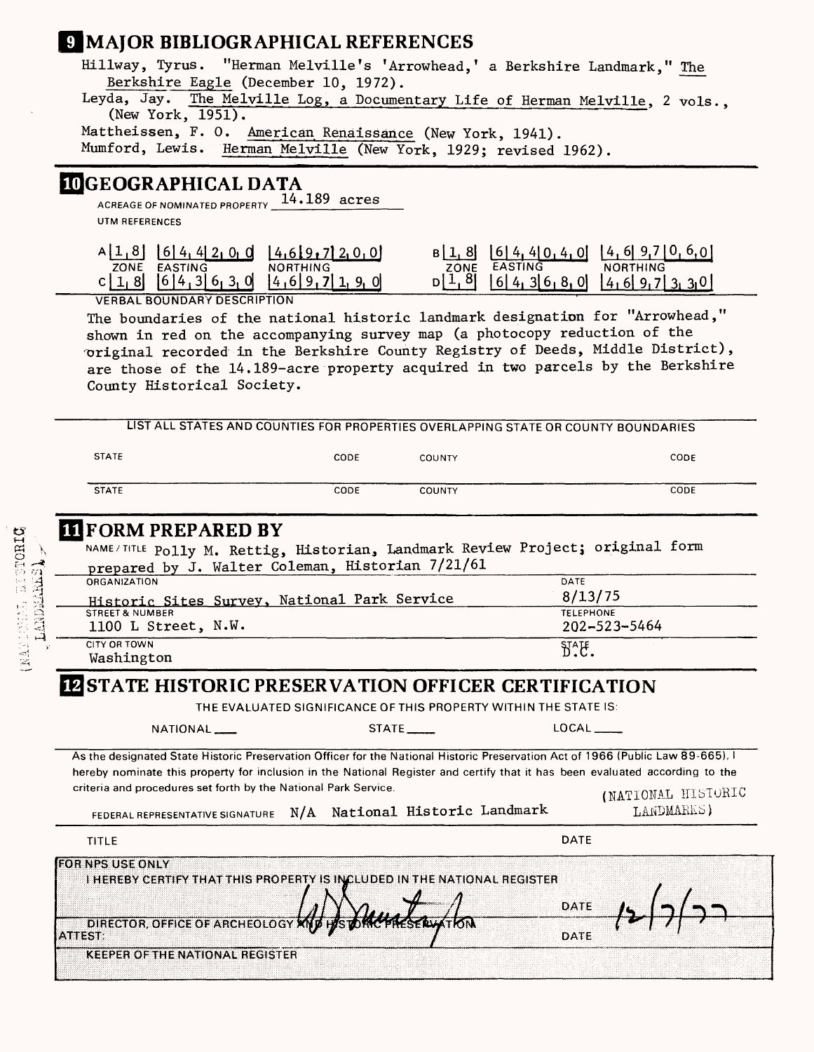## 9 MAJOR BIBLIOGRAPHICAL REFERENCES

Hillway, Tyrus. "Herman Melville's 'Arrowhead,' a Berkshire Landmark," The Berkshire Eagle (December 10, 1972).

Leyda, Jay. The Melville Log, a Documentary Life of Herman Melville, 2 vols., (New York, 1951).

Mattheissen, F. O. American Renaissance (New York, 1941).

Mumford, Lewis. Herman Melville (New York, 1929; revised 1962).

## 10 GEOGRAPHICAL DATA

ACREAGE OF NOMINATED PROPERTY 14.189 acres

UTM REFERENCES

| | ZONE | EASTING | NORTHING | | ZONE | EASTING | NORTHING |
|---|---|---|---|---|---|---|---|
| A | 18 | 644200 | 4697200 | B | 18 | 644040 | 4697060 |
| C | 18 | 643630 | 4697190 | D | 18 | 643680 | 4697330 |

VERBAL BOUNDARY DESCRIPTION

The boundaries of the national historic landmark designation for "Arrowhead," shown in red on the accompanying survey map (a photocopy reduction of the original recorded in the Berkshire County Registry of Deeds, Middle District), are those of the 14.189-acre property acquired in two parcels by the Berkshire County Historical Society.

LIST ALL STATES AND COUNTIES FOR PROPERTIES OVERLAPPING STATE OR COUNTY BOUNDARIES

| STATE | CODE | COUNTY | CODE |
|---|---|---|---|
| STATE | CODE | COUNTY | CODE |

## 11 FORM PREPARED BY

NAME / TITLE Polly M. Rettig, Historian, Landmark Review Project; original form prepared by J. Walter Coleman, Historian 7/21/61

ORGANIZATION Historic Sites Survey, National Park Service

DATE 8/13/75

STREET & NUMBER 1100 L Street, N.W.

TELEPHONE 202-523-5464

CITY OR TOWN Washington

STATE D.C.

## 12 STATE HISTORIC PRESERVATION OFFICER CERTIFICATION

THE EVALUATED SIGNIFICANCE OF THIS PROPERTY WITHIN THE STATE IS:

NATIONAL ___ STATE ___ LOCAL ___

As the designated State Historic Preservation Officer for the National Historic Preservation Act of 1966 (Public Law 89-665), I hereby nominate this property for inclusion in the National Register and certify that it has been evaluated according to the criteria and procedures set forth by the National Park Service.

FEDERAL REPRESENTATIVE SIGNATURE N/A National Historic Landmark (NATIONAL HISTORIC LANDMARKS)

TITLE

DATE

FOR NPS USE ONLY

I HEREBY CERTIFY THAT THIS PROPERTY IS INCLUDED IN THE NATIONAL REGISTER

DIRECTOR, OFFICE OF ARCHEOLOGY AND HISTORIC PRESERVATION

DATE 12/7/77

ATTEST:

DATE

KEEPER OF THE NATIONAL REGISTER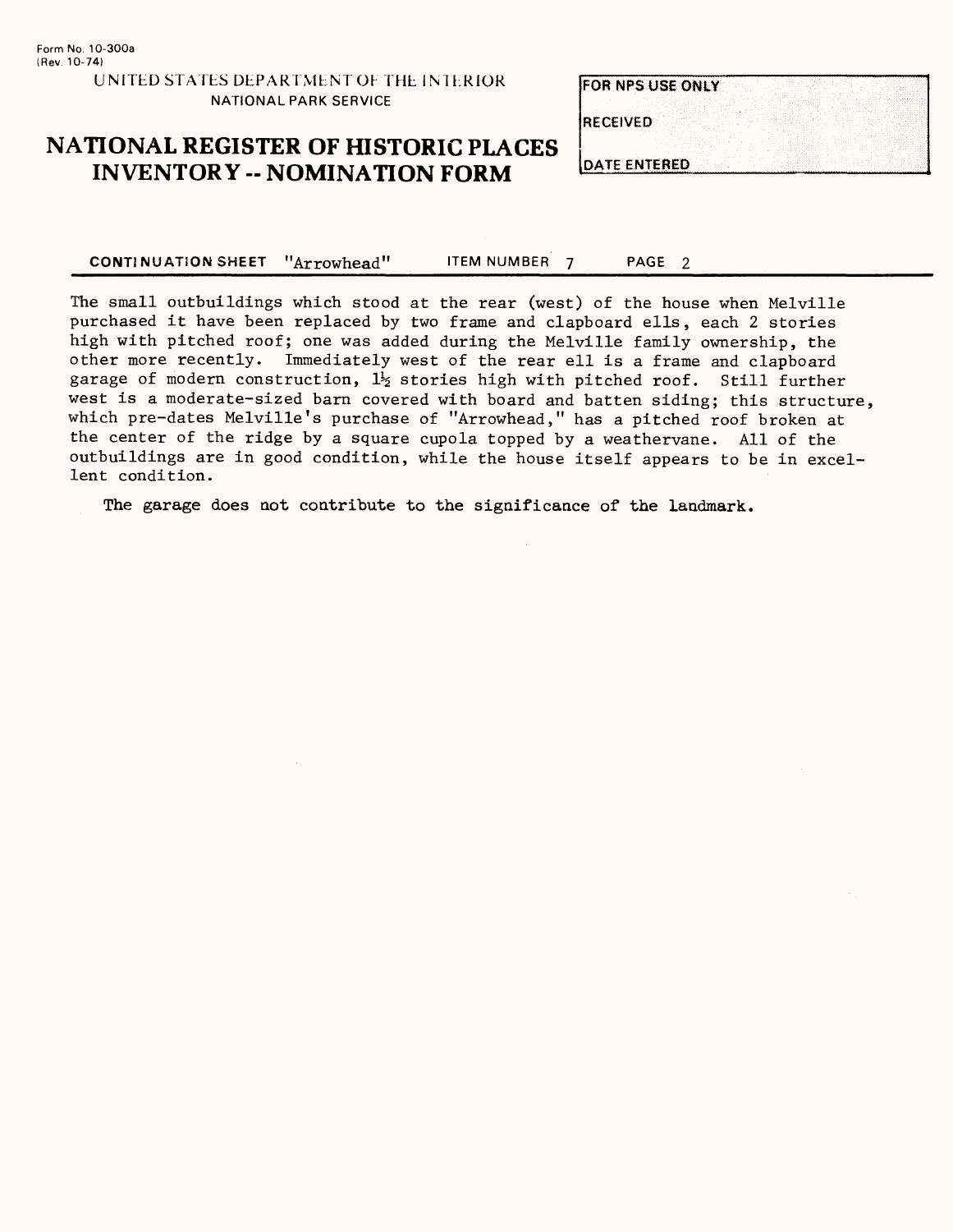Form No. 10-300a
(Rev. 10-74)

UNITED STATES DEPARTMENT OF THE INTERIOR
NATIONAL PARK SERVICE

# NATIONAL REGISTER OF HISTORIC PLACES INVENTORY -- NOMINATION FORM

| FOR NPS USE ONLY |
| --- |
| RECEIVED |
| DATE ENTERED |

**CONTINUATION SHEET** "Arrowhead" **ITEM NUMBER** 7 **PAGE** 2

The small outbuildings which stood at the rear (west) of the house when Melville purchased it have been replaced by two frame and clapboard ells, each 2 stories high with pitched roof; one was added during the Melville family ownership, the other more recently. Immediately west of the rear ell is a frame and clapboard garage of modern construction, 1½ stories high with pitched roof. Still further west is a moderate-sized barn covered with board and batten siding; this structure, which pre-dates Melville's purchase of "Arrowhead," has a pitched roof broken at the center of the ridge by a square cupola topped by a weathervane. All of the outbuildings are in good condition, while the house itself appears to be in excellent condition.

The garage does not contribute to the significance of the landmark.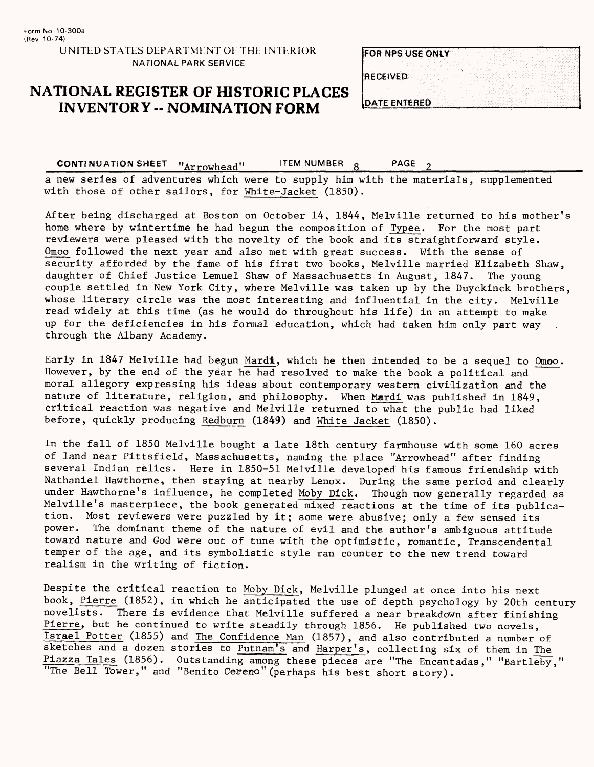**CONTINUATION SHEET** "Arrowhead" **ITEM NUMBER** 8 **PAGE** 2

a new series of adventures which were to supply him with the materials, supplemented with those of other sailors, for White-Jacket (1850).

After being discharged at Boston on October 14, 1844, Melville returned to his mother's home where by wintertime he had begun the composition of Typee. For the most part reviewers were pleased with the novelty of the book and its straightforward style. Omoo followed the next year and also met with great success. With the sense of security afforded by the fame of his first two books, Melville married Elizabeth Shaw, daughter of Chief Justice Lemuel Shaw of Massachusetts in August, 1847. The young couple settled in New York City, where Melville was taken up by the Duyckinck brothers, whose literary circle was the most interesting and influential in the city. Melville read widely at this time (as he would do throughout his life) in an attempt to make up for the deficiencies in his formal education, which had taken him only part way through the Albany Academy.

Early in 1847 Melville had begun Mardi, which he then intended to be a sequel to Omoo. However, by the end of the year he had resolved to make the book a political and moral allegory expressing his ideas about contemporary western civilization and the nature of literature, religion, and philosophy. When Mardi was published in 1849, critical reaction was negative and Melville returned to what the public had liked before, quickly producing Redburn (1849) and White Jacket (1850).

In the fall of 1850 Melville bought a late 18th century farmhouse with some 160 acres of land near Pittsfield, Massachusetts, naming the place "Arrowhead" after finding several Indian relics. Here in 1850-51 Melville developed his famous friendship with Nathaniel Hawthorne, then staying at nearby Lenox. During the same period and clearly under Hawthorne's influence, he completed Moby Dick. Though now generally regarded as Melville's masterpiece, the book generated mixed reactions at the time of its publication. Most reviewers were puzzled by it; some were abusive; only a few sensed its power. The dominant theme of the nature of evil and the author's ambiguous attitude toward nature and God were out of tune with the optimistic, romantic, Transcendental temper of the age, and its symbolistic style ran counter to the new trend toward realism in the writing of fiction.

Despite the critical reaction to Moby Dick, Melville plunged at once into his next book, Pierre (1852), in which he anticipated the use of depth psychology by 20th century novelists. There is evidence that Melville suffered a near breakdown after finishing Pierre, but he continued to write steadily through 1856. He published two novels, Israel Potter (1855) and The Confidence Man (1857), and also contributed a number of sketches and a dozen stories to Putnam's and Harper's, collecting six of them in The Piazza Tales (1856). Outstanding among these pieces are "The Encantadas," "Bartleby," "The Bell Tower," and "Benito Cereno" (perhaps his best short story).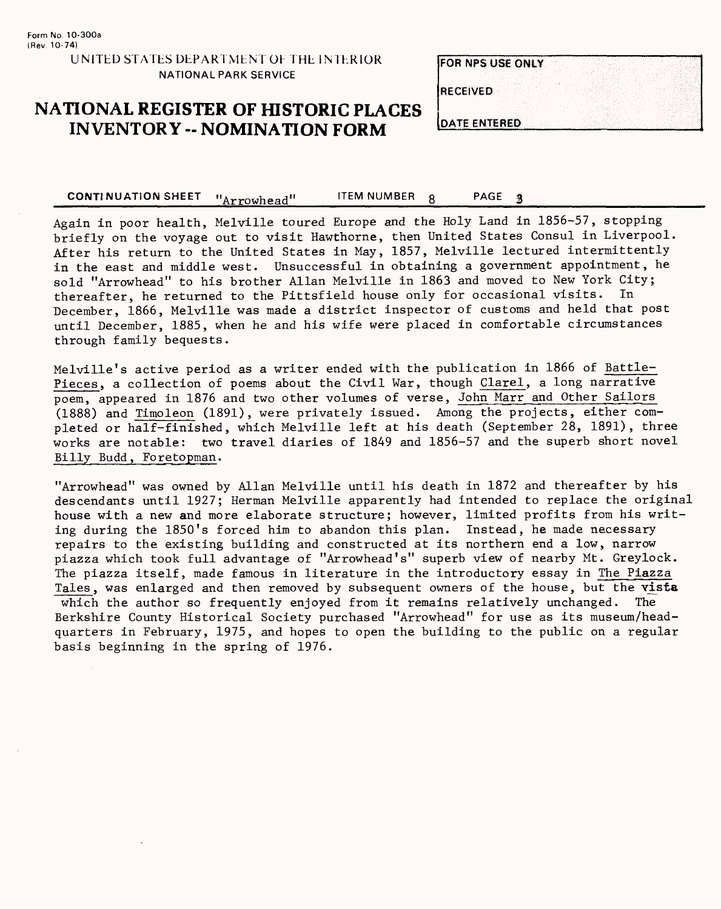Form No. 10-300a
(Rev. 10-74)

UNITED STATES DEPARTMENT OF THE INTERIOR
NATIONAL PARK SERVICE

# NATIONAL REGISTER OF HISTORIC PLACES INVENTORY -- NOMINATION FORM

| FOR NPS USE ONLY |
|---|
| RECEIVED |
| DATE ENTERED |

**CONTINUATION SHEET** "Arrowhead" **ITEM NUMBER** 8 **PAGE** 3

Again in poor health, Melville toured Europe and the Holy Land in 1856-57, stopping briefly on the voyage out to visit Hawthorne, then United States Consul in Liverpool. After his return to the United States in May, 1857, Melville lectured intermittently in the east and middle west. Unsuccessful in obtaining a government appointment, he sold "Arrowhead" to his brother Allan Melville in 1863 and moved to New York City; thereafter, he returned to the Pittsfield house only for occasional visits. In December, 1866, Melville was made a district inspector of customs and held that post until December, 1885, when he and his wife were placed in comfortable circumstances through family bequests.

Melville's active period as a writer ended with the publication in 1866 of Battle-Pieces, a collection of poems about the Civil War, though Clarel, a long narrative poem, appeared in 1876 and two other volumes of verse, John Marr and Other Sailors (1888) and Timoleon (1891), were privately issued. Among the projects, either completed or half-finished, which Melville left at his death (September 28, 1891), three works are notable: two travel diaries of 1849 and 1856-57 and the superb short novel Billy Budd, Foretopman.

"Arrowhead" was owned by Allan Melville until his death in 1872 and thereafter by his descendants until 1927; Herman Melville apparently had intended to replace the original house with a new and more elaborate structure; however, limited profits from his writing during the 1850's forced him to abandon this plan. Instead, he made necessary repairs to the existing building and constructed at its northern end a low, narrow piazza which took full advantage of "Arrowhead's" superb view of nearby Mt. Greylock. The piazza itself, made famous in literature in the introductory essay in The Piazza Tales, was enlarged and then removed by subsequent owners of the house, but the vista which the author so frequently enjoyed from it remains relatively unchanged. The Berkshire County Historical Society purchased "Arrowhead" for use as its museum/headquarters in February, 1975, and hopes to open the building to the public on a regular basis beginning in the spring of 1976.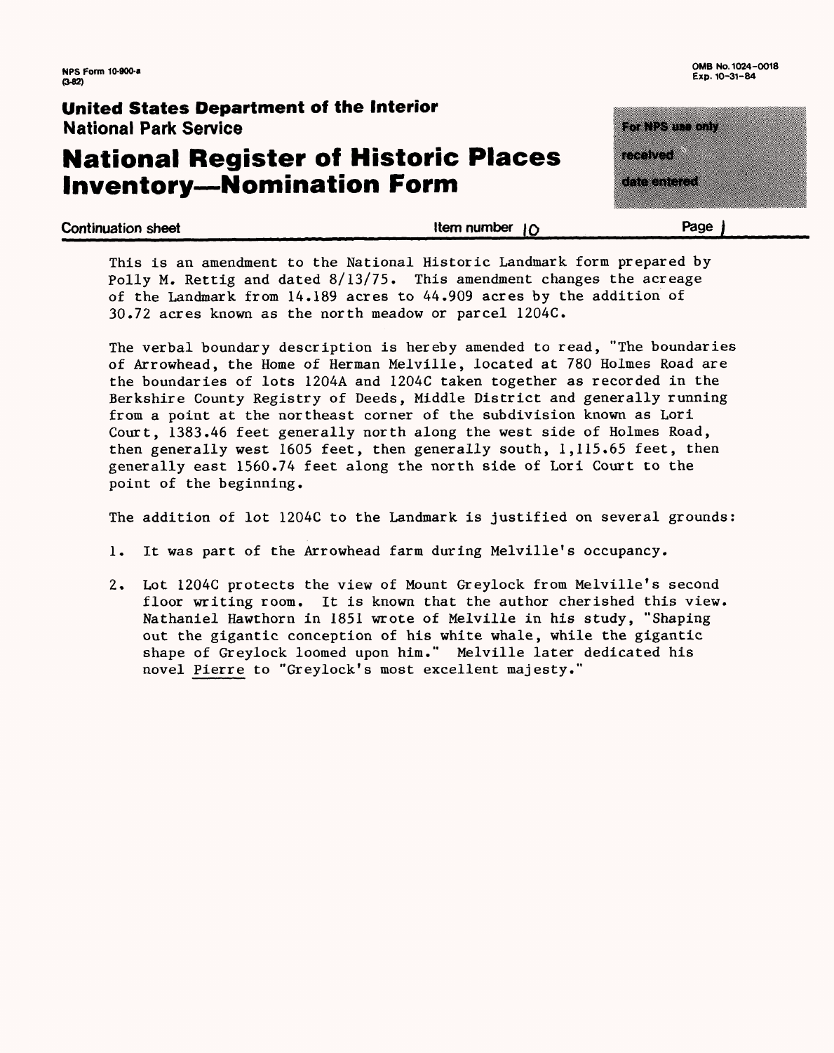NPS Form 10-900-a
(3-82)

OMB No. 1024-0018
Exp. 10-31-84

**United States Department of the Interior**
**National Park Service**

# National Register of Historic Places Inventory—Nomination Form

For NPS use only
received
date entered

Continuation sheet | Item number 10 | Page 1

This is an amendment to the National Historic Landmark form prepared by Polly M. Rettig and dated 8/13/75. This amendment changes the acreage of the Landmark from 14.189 acres to 44.909 acres by the addition of 30.72 acres known as the north meadow or parcel 1204C.

The verbal boundary description is hereby amended to read, "The boundaries of Arrowhead, the Home of Herman Melville, located at 780 Holmes Road are the boundaries of lots 1204A and 1204C taken together as recorded in the Berkshire County Registry of Deeds, Middle District and generally running from a point at the northeast corner of the subdivision known as Lori Court, 1383.46 feet generally north along the west side of Holmes Road, then generally west 1605 feet, then generally south, 1,115.65 feet, then generally east 1560.74 feet along the north side of Lori Court to the point of the beginning.

The addition of lot 1204C to the Landmark is justified on several grounds:

1. It was part of the Arrowhead farm during Melville's occupancy.

2. Lot 1204C protects the view of Mount Greylock from Melville's second floor writing room. It is known that the author cherished this view. Nathaniel Hawthorn in 1851 wrote of Melville in his study, "Shaping out the gigantic conception of his white whale, while the gigantic shape of Greylock loomed upon him." Melville later dedicated his novel Pierre to "Greylock's most excellent majesty."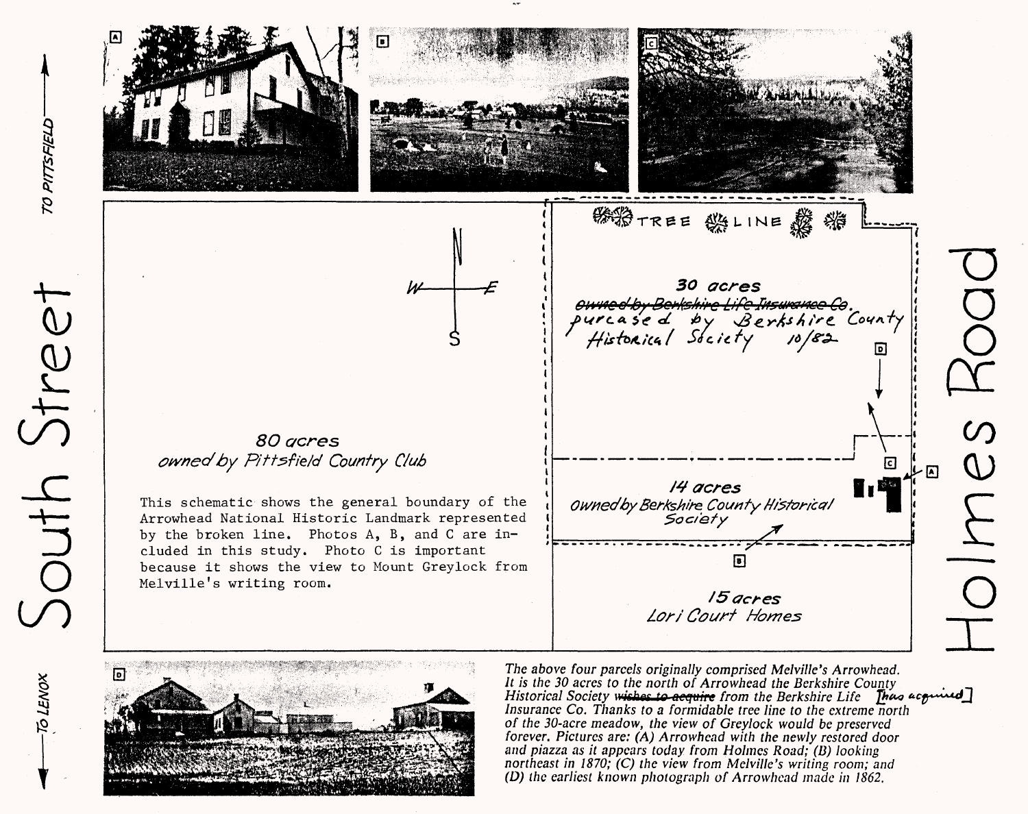TO PITTSFIELD

South Street

TO LENOX

Holmes Road

A

B

C

N

W — E

S

TREE LINE

30 acres

~~owned by Berkshire Life Insurance Co.~~

purcased by Berkshire County Historical Society 10/82

D

C

A

80 acres

owned by Pittsfield Country Club

This schematic shows the general boundary of the Arrowhead National Historic Landmark represented by the broken line. Photos A, B, and C are included in this study. Photo C is important because it shows the view to Mount Greylock from Melville's writing room.

14 acres

Owned by Berkshire County Historical Society

B

15 acres

Lori Court Homes

D

*The above four parcels originally comprised Melville's Arrowhead. It is the 30 acres to the north of Arrowhead the Berkshire County Historical Society ~~wishes to acquire~~ [has acquired] from the Berkshire Life Insurance Co. Thanks to a formidable tree line to the extreme north of the 30-acre meadow, the view of Greylock would be preserved forever. Pictures are: (A) Arrowhead with the newly restored door and piazza as it appears today from Holmes Road; (B) looking northeast in 1870; (C) the view from Melville's writing room; and (D) the earliest known photograph of Arrowhead made in 1862.*